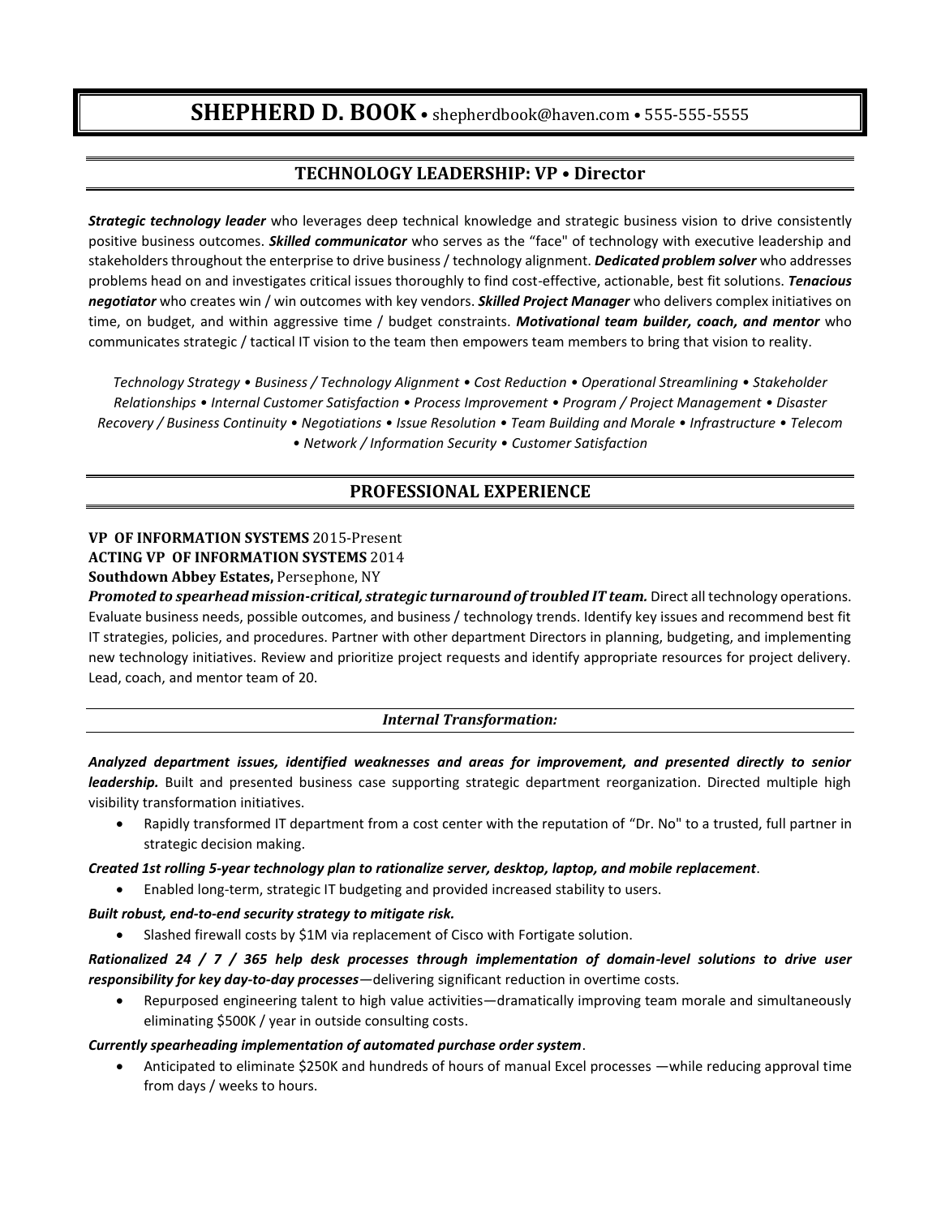# SHEPHERD D. BOOK • shepherdbook@haven.com • 555-555-5555

## TECHNOLOGY LEADERSHIP: VP • Director

***Strategic technology leader*** who leverages deep technical knowledge and strategic business vision to drive consistently positive business outcomes. ***Skilled communicator*** who serves as the "face" of technology with executive leadership and stakeholders throughout the enterprise to drive business / technology alignment. ***Dedicated problem solver*** who addresses problems head on and investigates critical issues thoroughly to find cost-effective, actionable, best fit solutions. ***Tenacious negotiator*** who creates win / win outcomes with key vendors. ***Skilled Project Manager*** who delivers complex initiatives on time, on budget, and within aggressive time / budget constraints. ***Motivational team builder, coach, and mentor*** who communicates strategic / tactical IT vision to the team then empowers team members to bring that vision to reality.

*Technology Strategy • Business / Technology Alignment • Cost Reduction • Operational Streamlining • Stakeholder Relationships • Internal Customer Satisfaction • Process Improvement • Program / Project Management • Disaster Recovery / Business Continuity • Negotiations • Issue Resolution • Team Building and Morale • Infrastructure • Telecom • Network / Information Security • Customer Satisfaction*

## PROFESSIONAL EXPERIENCE

**VP OF INFORMATION SYSTEMS** 2015-Present
**ACTING VP OF INFORMATION SYSTEMS** 2014
**Southdown Abbey Estates,** Persephone, NY

***Promoted to spearhead mission-critical, strategic turnaround of troubled IT team.*** Direct all technology operations. Evaluate business needs, possible outcomes, and business / technology trends. Identify key issues and recommend best fit IT strategies, policies, and procedures. Partner with other department Directors in planning, budgeting, and implementing new technology initiatives. Review and prioritize project requests and identify appropriate resources for project delivery. Lead, coach, and mentor team of 20.

### *Internal Transformation:*

***Analyzed department issues, identified weaknesses and areas for improvement, and presented directly to senior leadership.*** Built and presented business case supporting strategic department reorganization. Directed multiple high visibility transformation initiatives.

- Rapidly transformed IT department from a cost center with the reputation of "Dr. No" to a trusted, full partner in strategic decision making.

***Created 1st rolling 5-year technology plan to rationalize server, desktop, laptop, and mobile replacement***.

- Enabled long-term, strategic IT budgeting and provided increased stability to users.

***Built robust, end-to-end security strategy to mitigate risk.***

- Slashed firewall costs by $1M via replacement of Cisco with Fortigate solution.

***Rationalized 24 / 7 / 365 help desk processes through implementation of domain-level solutions to drive user responsibility for key day-to-day processes***—delivering significant reduction in overtime costs.

- Repurposed engineering talent to high value activities—dramatically improving team morale and simultaneously eliminating $500K / year in outside consulting costs.

***Currently spearheading implementation of automated purchase order system***.

- Anticipated to eliminate $250K and hundreds of hours of manual Excel processes —while reducing approval time from days / weeks to hours.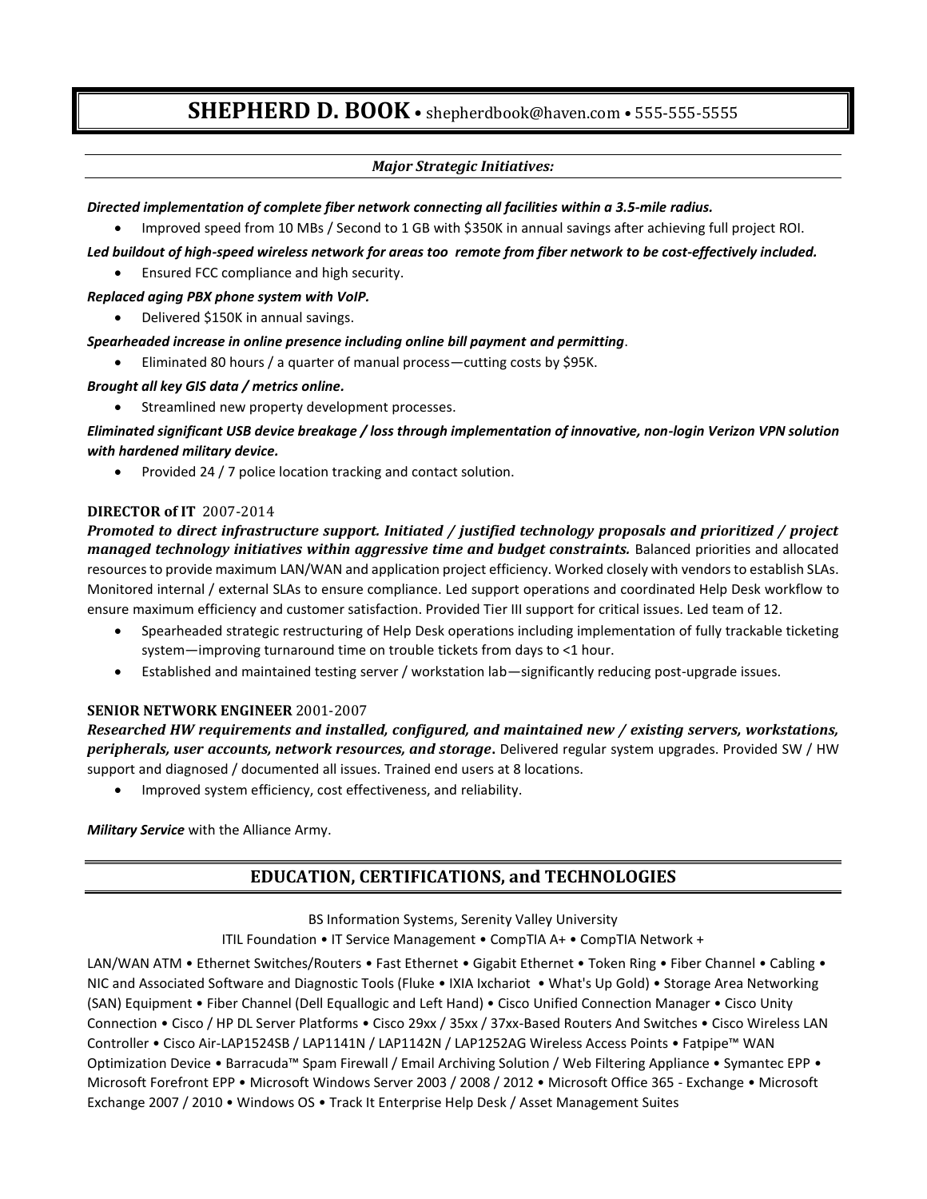# SHEPHERD D. BOOK • shepherdbook@haven.com • 555-555-5555

***Major Strategic Initiatives:***

***Directed implementation of complete fiber network connecting all facilities within a 3.5-mile radius.***

- Improved speed from 10 MBs / Second to 1 GB with $350K in annual savings after achieving full project ROI.

***Led buildout of high-speed wireless network for areas too remote from fiber network to be cost-effectively included.***

- Ensured FCC compliance and high security.

***Replaced aging PBX phone system with VoIP.***

- Delivered $150K in annual savings.

***Spearheaded increase in online presence including online bill payment and permitting***.

- Eliminated 80 hours / a quarter of manual process—cutting costs by $95K.

***Brought all key GIS data / metrics online.***

- Streamlined new property development processes.

***Eliminated significant USB device breakage / loss through implementation of innovative, non-login Verizon VPN solution with hardened military device.***

- Provided 24 / 7 police location tracking and contact solution.

**DIRECTOR of IT** 2007-2014

***Promoted to direct infrastructure support. Initiated / justified technology proposals and prioritized / project managed technology initiatives within aggressive time and budget constraints.*** Balanced priorities and allocated resources to provide maximum LAN/WAN and application project efficiency. Worked closely with vendors to establish SLAs. Monitored internal / external SLAs to ensure compliance. Led support operations and coordinated Help Desk workflow to ensure maximum efficiency and customer satisfaction. Provided Tier III support for critical issues. Led team of 12.

- Spearheaded strategic restructuring of Help Desk operations including implementation of fully trackable ticketing system—improving turnaround time on trouble tickets from days to <1 hour.
- Established and maintained testing server / workstation lab—significantly reducing post-upgrade issues.

**SENIOR NETWORK ENGINEER** 2001-2007

***Researched HW requirements and installed, configured, and maintained new / existing servers, workstations, peripherals, user accounts, network resources, and storage*.** Delivered regular system upgrades. Provided SW / HW support and diagnosed / documented all issues. Trained end users at 8 locations.

- Improved system efficiency, cost effectiveness, and reliability.

***Military Service*** with the Alliance Army.

## EDUCATION, CERTIFICATIONS, and TECHNOLOGIES

BS Information Systems, Serenity Valley University

ITIL Foundation • IT Service Management • CompTIA A+ • CompTIA Network +

LAN/WAN ATM • Ethernet Switches/Routers • Fast Ethernet • Gigabit Ethernet • Token Ring • Fiber Channel • Cabling • NIC and Associated Software and Diagnostic Tools (Fluke • IXIA Ixchariot • What's Up Gold) • Storage Area Networking (SAN) Equipment • Fiber Channel (Dell Equallogic and Left Hand) • Cisco Unified Connection Manager • Cisco Unity Connection • Cisco / HP DL Server Platforms • Cisco 29xx / 35xx / 37xx-Based Routers And Switches • Cisco Wireless LAN Controller • Cisco Air-LAP1524SB / LAP1141N / LAP1142N / LAP1252AG Wireless Access Points • Fatpipe™ WAN Optimization Device • Barracuda™ Spam Firewall / Email Archiving Solution / Web Filtering Appliance • Symantec EPP • Microsoft Forefront EPP • Microsoft Windows Server 2003 / 2008 / 2012 • Microsoft Office 365 - Exchange • Microsoft Exchange 2007 / 2010 • Windows OS • Track It Enterprise Help Desk / Asset Management Suites